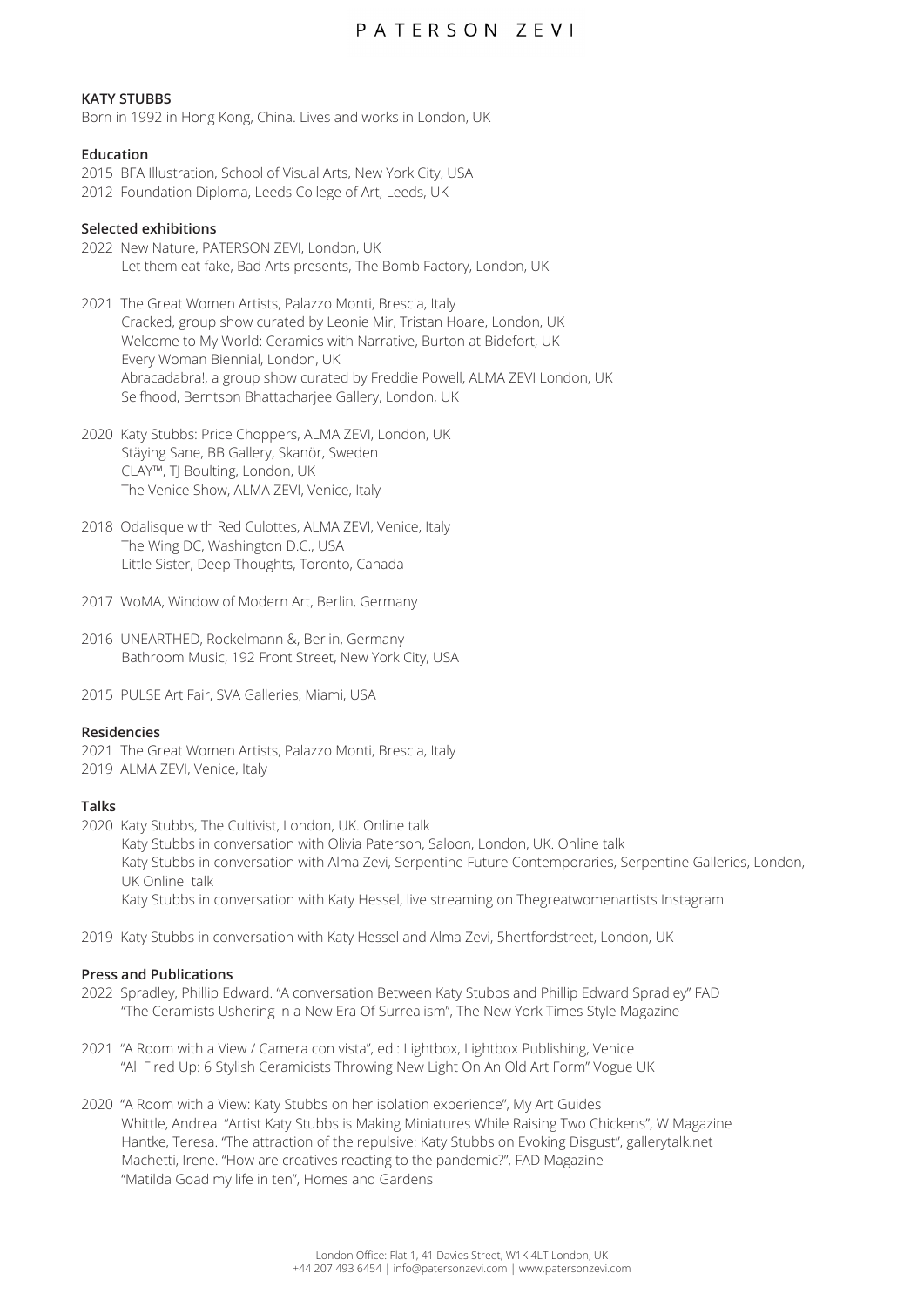PATERSON ZEVI

**KATY STUBBS**

Born in 1992 in Hong Kong, China. Lives and works in London, UK

**Education**

2015 BFA Illustration, School of Visual Arts, New York City, USA
2012 Foundation Diploma, Leeds College of Art, Leeds, UK

**Selected exhibitions**

2022 New Nature, PATERSON ZEVI, London, UK
Let them eat fake, Bad Arts presents, The Bomb Factory, London, UK

2021 The Great Women Artists, Palazzo Monti, Brescia, Italy
Cracked, group show curated by Leonie Mir, Tristan Hoare, London, UK
Welcome to My World: Ceramics with Narrative, Burton at Bidefort, UK
Every Woman Biennial, London, UK
Abracadabra!, a group show curated by Freddie Powell, ALMA ZEVI London, UK
Selfhood, Berntson Bhattacharjee Gallery, London, UK

2020 Katy Stubbs: Price Choppers, ALMA ZEVI, London, UK
Stäying Sane, BB Gallery, Skanör, Sweden
CLAY™, TJ Boulting, London, UK
The Venice Show, ALMA ZEVI, Venice, Italy

2018 Odalisque with Red Culottes, ALMA ZEVI, Venice, Italy
The Wing DC, Washington D.C., USA
Little Sister, Deep Thoughts, Toronto, Canada

2017 WoMA, Window of Modern Art, Berlin, Germany

2016 UNEARTHED, Rockelmann &, Berlin, Germany
Bathroom Music, 192 Front Street, New York City, USA

2015 PULSE Art Fair, SVA Galleries, Miami, USA

**Residencies**

2021 The Great Women Artists, Palazzo Monti, Brescia, Italy
2019 ALMA ZEVI, Venice, Italy

**Talks**

2020 Katy Stubbs, The Cultivist, London, UK. Online talk
Katy Stubbs in conversation with Olivia Paterson, Saloon, London, UK. Online talk
Katy Stubbs in conversation with Alma Zevi, Serpentine Future Contemporaries, Serpentine Galleries, London, UK Online talk
Katy Stubbs in conversation with Katy Hessel, live streaming on Thegreatwomenartists Instagram

2019 Katy Stubbs in conversation with Katy Hessel and Alma Zevi, 5hertfordstreet, London, UK

**Press and Publications**

2022 Spradley, Phillip Edward. "A conversation Between Katy Stubbs and Phillip Edward Spradley" FAD
"The Ceramists Ushering in a New Era Of Surrealism", The New York Times Style Magazine

2021 "A Room with a View / Camera con vista", ed.: Lightbox, Lightbox Publishing, Venice
"All Fired Up: 6 Stylish Ceramicists Throwing New Light On An Old Art Form" Vogue UK

2020 "A Room with a View: Katy Stubbs on her isolation experience", My Art Guides
Whittle, Andrea. "Artist Katy Stubbs is Making Miniatures While Raising Two Chickens", W Magazine
Hantke, Teresa. "The attraction of the repulsive: Katy Stubbs on Evoking Disgust", gallerytalk.net
Machetti, Irene. "How are creatives reacting to the pandemic?", FAD Magazine
"Matilda Goad my life in ten", Homes and Gardens

London Office: Flat 1, 41 Davies Street, W1K 4LT London, UK
+44 207 493 6454 | info@patersonzevi.com | www.patersonzevi.com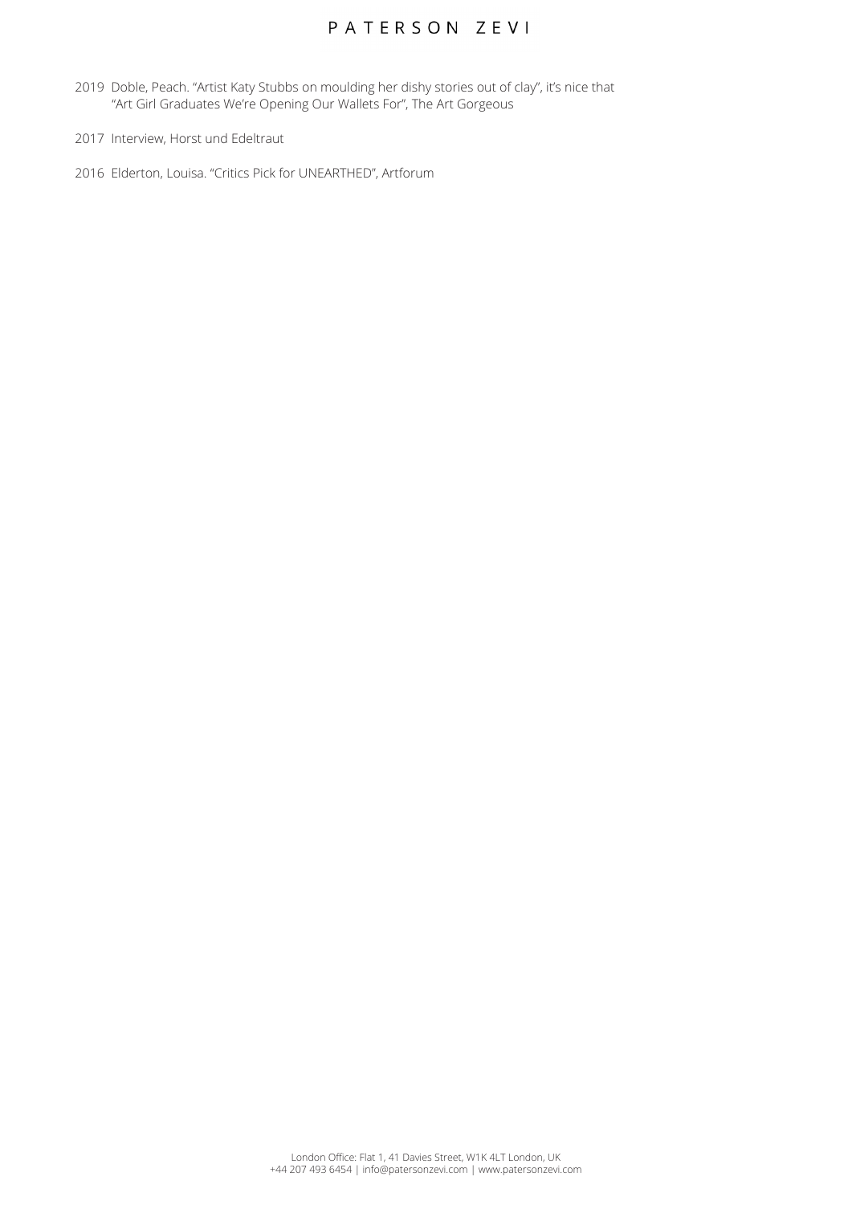2019 Doble, Peach. “Artist Katy Stubbs on moulding her dishy stories out of clay”, it’s nice that
“Art Girl Graduates We’re Opening Our Wallets For”, The Art Gorgeous

2017 Interview, Horst und Edeltraut

2016 Elderton, Louisa. “Critics Pick for UNEARTHED”, Artforum